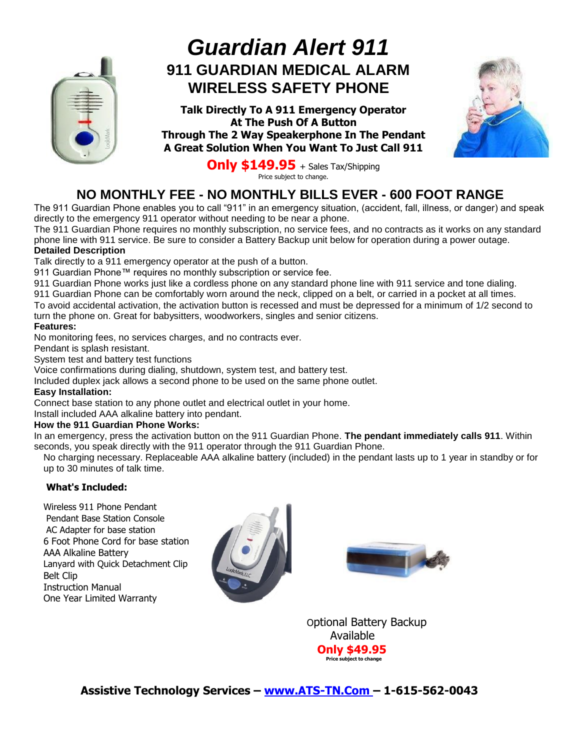# *Guardian Alert 911*

## 911 GUARDIAN MEDICAL ALARM WIRELESS SAFETY PHONE

**Talk Directly To A 911 Emergency Operator At The Push Of A Button Through The 2 Way Speakerphone In The Pendant A Great Solution When You Want To Just Call 911**

**Only $149.95** + Sales Tax/Shipping

Price subject to change.

## NO MONTHLY FEE - NO MONTHLY BILLS EVER - 600 FOOT RANGE

The 911 Guardian Phone enables you to call "911" in an emergency situation, (accident, fall, illness, or danger) and speak directly to the emergency 911 operator without needing to be near a phone.

The 911 Guardian Phone requires no monthly subscription, no service fees, and no contracts as it works on any standard phone line with 911 service. Be sure to consider a Battery Backup unit below for operation during a power outage.

**Detailed Description**

Talk directly to a 911 emergency operator at the push of a button.

911 Guardian Phone™ requires no monthly subscription or service fee.

911 Guardian Phone works just like a cordless phone on any standard phone line with 911 service and tone dialing.

911 Guardian Phone can be comfortably worn around the neck, clipped on a belt, or carried in a pocket at all times.

To avoid accidental activation, the activation button is recessed and must be depressed for a minimum of 1/2 second to turn the phone on. Great for babysitters, woodworkers, singles and senior citizens.

**Features:**

No monitoring fees, no services charges, and no contracts ever.

Pendant is splash resistant.

System test and battery test functions

Voice confirmations during dialing, shutdown, system test, and battery test.

Included duplex jack allows a second phone to be used on the same phone outlet.

**Easy Installation:**

Connect base station to any phone outlet and electrical outlet in your home.

Install included AAA alkaline battery into pendant.

**How the 911 Guardian Phone Works:**

In an emergency, press the activation button on the 911 Guardian Phone. **The pendant immediately calls 911**. Within seconds, you speak directly with the 911 operator through the 911 Guardian Phone.

No charging necessary. Replaceable AAA alkaline battery (included) in the pendant lasts up to 1 year in standby or for up to 30 minutes of talk time.

**What's Included:**

Wireless 911 Phone Pendant
Pendant Base Station Console
AC Adapter for base station
6 Foot Phone Cord for base station
AAA Alkaline Battery
Lanyard with Quick Detachment Clip
Belt Clip
Instruction Manual
One Year Limited Warranty

Optional Battery Backup Available
**Only $49.95**
Price subject to change

**Assistive Technology Services – www.ATS-TN.Com – 1-615-562-0043**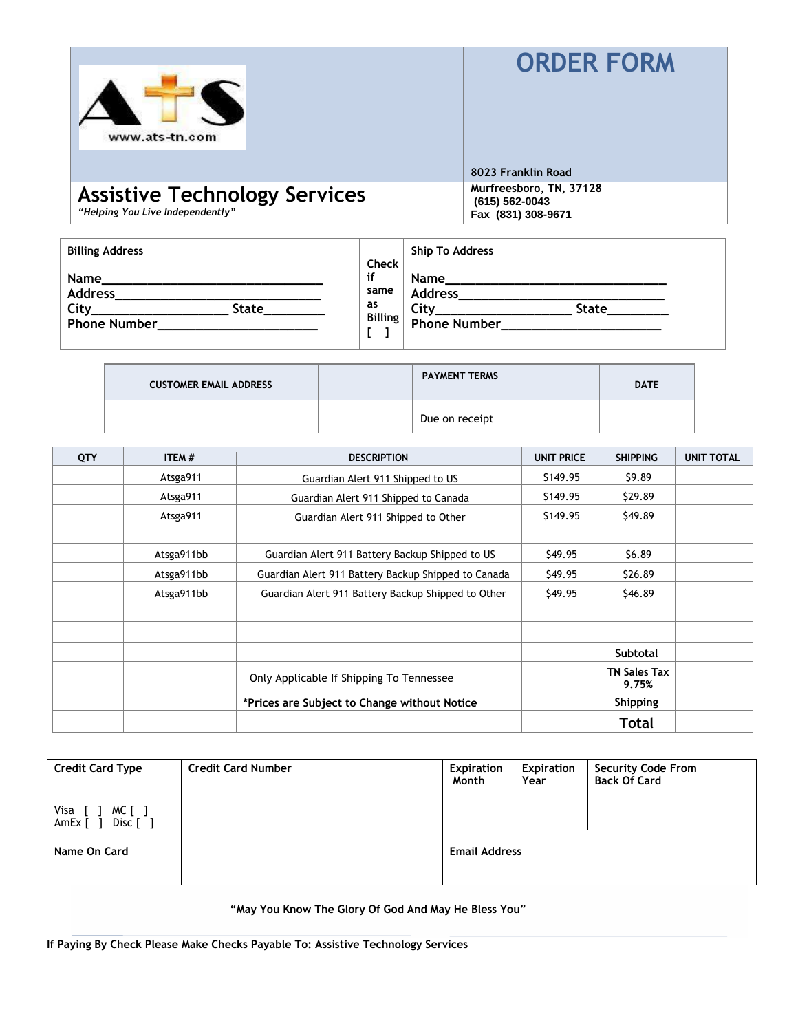**ATS** www.ats-tn.com

# ORDER FORM

## Assistive Technology Services

*"Helping You Live Independently"*

8023 Franklin Road
Murfreesboro, TN, 37128
(615) 562-0043
Fax (831) 308-9671

| Billing Address | Check if same as Billing [ ] | Ship To Address |
|---|---|---|
| Name________________________________ | | Name________________________________ |
| Address______________________________ | | Address______________________________ |
| City___________________ State_________ | | City___________________ State_________ |
| Phone Number_______________________ | | Phone Number_______________________ |

| CUSTOMER EMAIL ADDRESS | | PAYMENT TERMS | | DATE |
|---|---|---|---|---|
| | | Due on receipt | | |

| QTY | ITEM # | DESCRIPTION | UNIT PRICE | SHIPPING | UNIT TOTAL |
|---|---|---|---|---|---|
| | Atsga911 | Guardian Alert 911 Shipped to US | $149.95 | $9.89 | |
| | Atsga911 | Guardian Alert 911 Shipped to Canada | $149.95 | $29.89 | |
| | Atsga911 | Guardian Alert 911 Shipped to Other | $149.95 | $49.89 | |
| | | | | | |
| | Atsga911bb | Guardian Alert 911 Battery Backup Shipped to US | $49.95 | $6.89 | |
| | Atsga911bb | Guardian Alert 911 Battery Backup Shipped to Canada | $49.95 | $26.89 | |
| | Atsga911bb | Guardian Alert 911 Battery Backup Shipped to Other | $49.95 | $46.89 | |
| | | | | | |
| | | | | | |
| | | | | Subtotal | |
| | | Only Applicable If Shipping To Tennessee | | TN Sales Tax 9.75% | |
| | | **\*Prices are Subject to Change without Notice** | | Shipping | |
| | | | | **Total** | |

| Credit Card Type | Credit Card Number | Expiration Month | Expiration Year | Security Code From Back Of Card |
|---|---|---|---|---|
| Visa [ ] MC [ ] AmEx [ ] Disc [ ] | | | | |
| Name On Card | | Email Address | | |

"May You Know The Glory Of God And May He Bless You"

**If Paying By Check Please Make Checks Payable To: Assistive Technology Services**